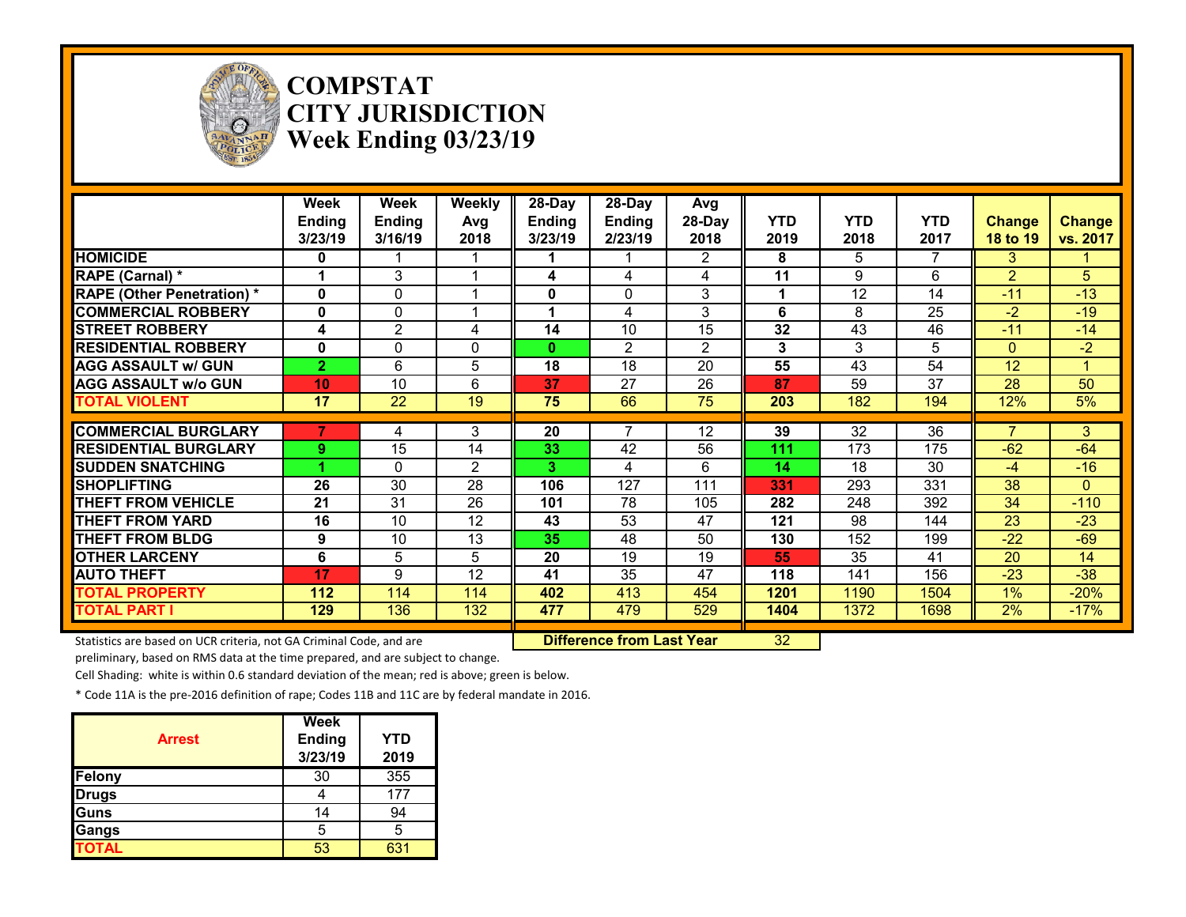# COMPSTAT
# CITY JURISDICTION
# Week Ending 03/23/19

| | Week Ending 3/23/19 | Week Ending 3/16/19 | Weekly Avg 2018 | 28-Day Ending 3/23/19 | 28-Day Ending 2/23/19 | Avg 28-Day 2018 | YTD 2019 | YTD 2018 | YTD 2017 | Change 18 to 19 | Change vs. 2017 |
|---|---|---|---|---|---|---|---|---|---|---|---|
| HOMICIDE | **0** | 1 | 1 | **1** | 1 | 2 | **8** | 5 | 7 | 3 | 1 |
| RAPE (Carnal) * | **1** | 3 | 1 | **4** | 4 | 4 | **11** | 9 | 6 | 2 | 5 |
| RAPE (Other Penetration) * | **0** | 0 | 1 | **0** | 0 | 3 | **1** | 12 | 14 | -11 | -13 |
| COMMERCIAL ROBBERY | **0** | 0 | 1 | **1** | 4 | 3 | **6** | 8 | 25 | -2 | -19 |
| STREET ROBBERY | **4** | 2 | 4 | **14** | 10 | 15 | **32** | 43 | 46 | -11 | -14 |
| RESIDENTIAL ROBBERY | **0** | 0 | 0 | **0** | 2 | 2 | **3** | 3 | 5 | 0 | -2 |
| AGG ASSAULT w/ GUN | **2** | 6 | 5 | **18** | 18 | 20 | **55** | 43 | 54 | 12 | 1 |
| AGG ASSAULT w/o GUN | **10** | 10 | 6 | **37** | 27 | 26 | **87** | 59 | 37 | 28 | 50 |
| TOTAL VIOLENT | **17** | 22 | 19 | **75** | 66 | 75 | **203** | 182 | 194 | 12% | 5% |
| COMMERCIAL BURGLARY | **7** | 4 | 3 | **20** | 7 | 12 | **39** | 32 | 36 | 7 | 3 |
| RESIDENTIAL BURGLARY | **9** | 15 | 14 | **33** | 42 | 56 | **111** | 173 | 175 | -62 | -64 |
| SUDDEN SNATCHING | **1** | 0 | 2 | **3** | 4 | 6 | **14** | 18 | 30 | -4 | -16 |
| SHOPLIFTING | **26** | 30 | 28 | **106** | 127 | 111 | **331** | 293 | 331 | 38 | 0 |
| THEFT FROM VEHICLE | **21** | 31 | 26 | **101** | 78 | 105 | **282** | 248 | 392 | 34 | -110 |
| THEFT FROM YARD | **16** | 10 | 12 | **43** | 53 | 47 | **121** | 98 | 144 | 23 | -23 |
| THEFT FROM BLDG | **9** | 10 | 13 | **35** | 48 | 50 | **130** | 152 | 199 | -22 | -69 |
| OTHER LARCENY | **6** | 5 | 5 | **20** | 19 | 19 | **55** | 35 | 41 | 20 | 14 |
| AUTO THEFT | **17** | 9 | 12 | **41** | 35 | 47 | **118** | 141 | 156 | -23 | -38 |
| TOTAL PROPERTY | **112** | 114 | 114 | **402** | 413 | 454 | **1201** | 1190 | 1504 | 1% | -20% |
| TOTAL PART I | **129** | 136 | 132 | **477** | 479 | 529 | **1404** | 1372 | 1698 | 2% | -17% |

**Difference from Last Year** 32

Statistics are based on UCR criteria, not GA Criminal Code, and are preliminary, based on RMS data at the time prepared, and are subject to change.

Cell Shading: white is within 0.6 standard deviation of the mean; red is above; green is below.

* Code 11A is the pre-2016 definition of rape; Codes 11B and 11C are by federal mandate in 2016.

| Arrest | Week Ending 3/23/19 | YTD 2019 |
|---|---|---|
| Felony | 30 | 355 |
| Drugs | 4 | 177 |
| Guns | 14 | 94 |
| Gangs | 5 | 5 |
| TOTAL | 53 | 631 |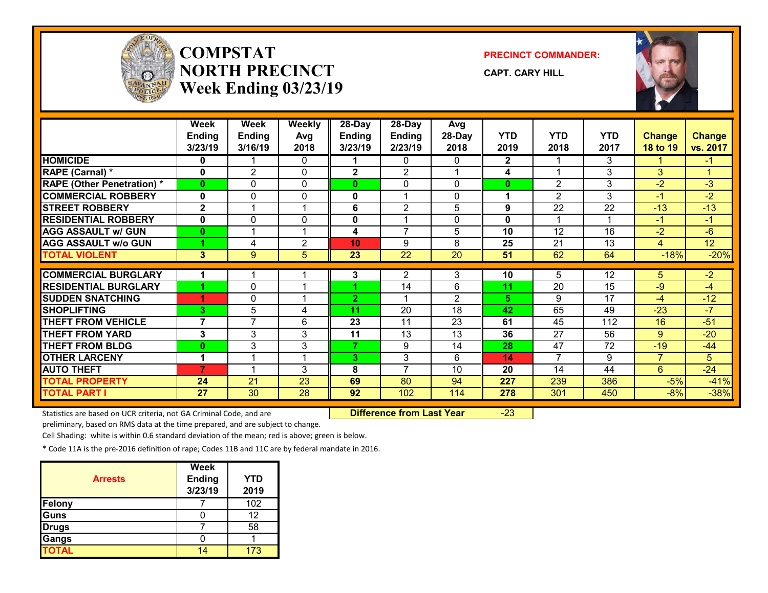# COMPSTAT NORTH PRECINCT Week Ending 03/23/19

**PRECINCT COMMANDER:**

**CAPT. CARY HILL**

| | Week Ending 3/23/19 | Week Ending 3/16/19 | Weekly Avg 2018 | 28-Day Ending 3/23/19 | 28-Day Ending 2/23/19 | Avg 28-Day 2018 | YTD 2019 | YTD 2018 | YTD 2017 | Change 18 to 19 | Change vs. 2017 |
|---|---|---|---|---|---|---|---|---|---|---|---|
| HOMICIDE | 0 | 1 | 0 | 1 | 0 | 0 | 2 | 1 | 3 | 1 | -1 |
| RAPE (Carnal) * | 0 | 2 | 0 | 2 | 2 | 1 | 4 | 1 | 3 | 3 | 1 |
| RAPE (Other Penetration) * | 0 | 0 | 0 | 0 | 0 | 0 | 0 | 2 | 3 | -2 | -3 |
| COMMERCIAL ROBBERY | 0 | 0 | 0 | 0 | 1 | 0 | 1 | 2 | 3 | -1 | -2 |
| STREET ROBBERY | 2 | 1 | 1 | 6 | 2 | 5 | 9 | 22 | 22 | -13 | -13 |
| RESIDENTIAL ROBBERY | 0 | 0 | 0 | 0 | 1 | 0 | 0 | 1 | 1 | -1 | -1 |
| AGG ASSAULT w/ GUN | 0 | 1 | 1 | 4 | 7 | 5 | 10 | 12 | 16 | -2 | -6 |
| AGG ASSAULT w/o GUN | 1 | 4 | 2 | 10 | 9 | 8 | 25 | 21 | 13 | 4 | 12 |
| TOTAL VIOLENT | 3 | 9 | 5 | 23 | 22 | 20 | 51 | 62 | 64 | -18% | -20% |
| COMMERCIAL BURGLARY | 1 | 1 | 1 | 3 | 2 | 3 | 10 | 5 | 12 | 5 | -2 |
| RESIDENTIAL BURGLARY | 1 | 0 | 1 | 1 | 14 | 6 | 11 | 20 | 15 | -9 | -4 |
| SUDDEN SNATCHING | 1 | 0 | 1 | 2 | 1 | 2 | 5 | 9 | 17 | -4 | -12 |
| SHOPLIFTING | 3 | 5 | 4 | 11 | 20 | 18 | 42 | 65 | 49 | -23 | -7 |
| THEFT FROM VEHICLE | 7 | 7 | 6 | 23 | 11 | 23 | 61 | 45 | 112 | 16 | -51 |
| THEFT FROM YARD | 3 | 3 | 3 | 11 | 13 | 13 | 36 | 27 | 56 | 9 | -20 |
| THEFT FROM BLDG | 0 | 3 | 3 | 7 | 9 | 14 | 28 | 47 | 72 | -19 | -44 |
| OTHER LARCENY | 1 | 1 | 1 | 3 | 3 | 6 | 14 | 7 | 9 | 7 | 5 |
| AUTO THEFT | 7 | 1 | 3 | 8 | 7 | 10 | 20 | 14 | 44 | 6 | -24 |
| TOTAL PROPERTY | 24 | 21 | 23 | 69 | 80 | 94 | 227 | 239 | 386 | -5% | -41% |
| TOTAL PART I | 27 | 30 | 28 | 92 | 102 | 114 | 278 | 301 | 450 | -8% | -38% |

**Difference from Last Year** -23

Statistics are based on UCR criteria, not GA Criminal Code, and are preliminary, based on RMS data at the time prepared, and are subject to change.

Cell Shading: white is within 0.6 standard deviation of the mean; red is above; green is below.

* Code 11A is the pre-2016 definition of rape; Codes 11B and 11C are by federal mandate in 2016.

| Arrests | Week Ending 3/23/19 | YTD 2019 |
|---|---|---|
| Felony | 7 | 102 |
| Guns | 0 | 12 |
| Drugs | 7 | 58 |
| Gangs | 0 | 1 |
| TOTAL | 14 | 173 |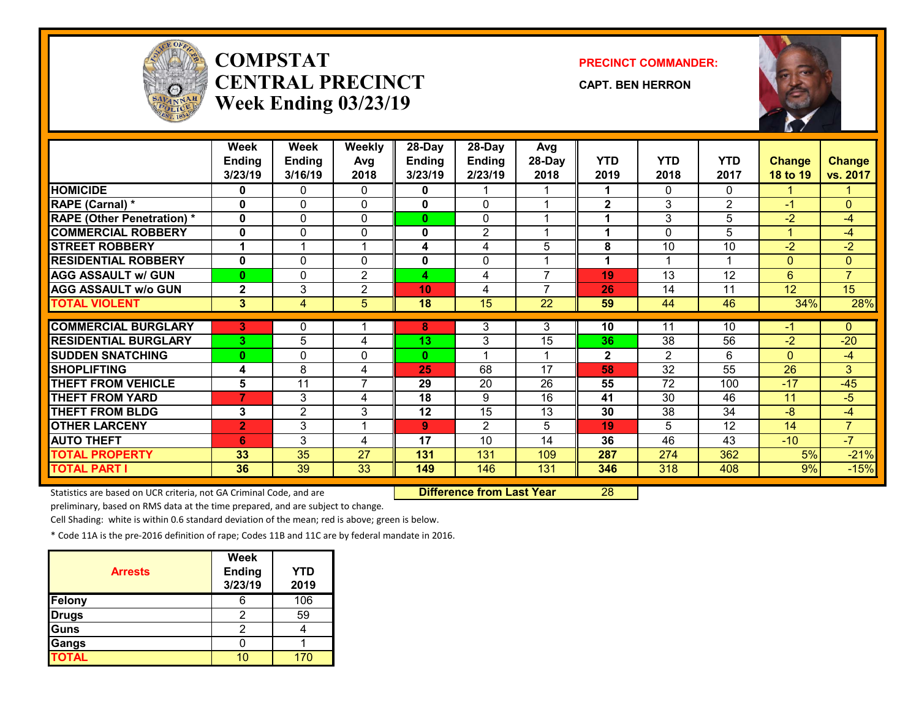# COMPSTAT CENTRAL PRECINCT
## Week Ending 03/23/19

**PRECINCT COMMANDER:**

**CAPT. BEN HERRON**

| | Week Ending 3/23/19 | Week Ending 3/16/19 | Weekly Avg 2018 | 28-Day Ending 3/23/19 | 28-Day Ending 2/23/19 | Avg 28-Day 2018 | YTD 2019 | YTD 2018 | YTD 2017 | Change 18 to 19 | Change vs. 2017 |
|---|---|---|---|---|---|---|---|---|---|---|---|
| HOMICIDE | 0 | 0 | 0 | 0 | 1 | 1 | 1 | 0 | 0 | 1 | 1 |
| RAPE (Carnal) * | 0 | 0 | 0 | 0 | 0 | 1 | 2 | 3 | 2 | -1 | 0 |
| RAPE (Other Penetration) * | 0 | 0 | 0 | 0 | 0 | 1 | 1 | 3 | 5 | -2 | -4 |
| COMMERCIAL ROBBERY | 0 | 0 | 0 | 0 | 2 | 1 | 1 | 0 | 5 | 1 | -4 |
| STREET ROBBERY | 1 | 1 | 1 | 4 | 4 | 5 | 8 | 10 | 10 | -2 | -2 |
| RESIDENTIAL ROBBERY | 0 | 0 | 0 | 0 | 0 | 1 | 1 | 1 | 1 | 0 | 0 |
| AGG ASSAULT w/ GUN | 0 | 0 | 2 | 4 | 4 | 7 | 19 | 13 | 12 | 6 | 7 |
| AGG ASSAULT w/o GUN | 2 | 3 | 2 | 10 | 4 | 7 | 26 | 14 | 11 | 12 | 15 |
| TOTAL VIOLENT | 3 | 4 | 5 | 18 | 15 | 22 | 59 | 44 | 46 | 34% | 28% |
| COMMERCIAL BURGLARY | 3 | 0 | 1 | 8 | 3 | 3 | 10 | 11 | 10 | -1 | 0 |
| RESIDENTIAL BURGLARY | 3 | 5 | 4 | 13 | 3 | 15 | 36 | 38 | 56 | -2 | -20 |
| SUDDEN SNATCHING | 0 | 0 | 0 | 0 | 1 | 1 | 2 | 2 | 6 | 0 | -4 |
| SHOPLIFTING | 4 | 8 | 4 | 25 | 68 | 17 | 58 | 32 | 55 | 26 | 3 |
| THEFT FROM VEHICLE | 5 | 11 | 7 | 29 | 20 | 26 | 55 | 72 | 100 | -17 | -45 |
| THEFT FROM YARD | 7 | 3 | 4 | 18 | 9 | 16 | 41 | 30 | 46 | 11 | -5 |
| THEFT FROM BLDG | 3 | 2 | 3 | 12 | 15 | 13 | 30 | 38 | 34 | -8 | -4 |
| OTHER LARCENY | 2 | 3 | 1 | 9 | 2 | 5 | 19 | 5 | 12 | 14 | 7 |
| AUTO THEFT | 6 | 3 | 4 | 17 | 10 | 14 | 36 | 46 | 43 | -10 | -7 |
| TOTAL PROPERTY | 33 | 35 | 27 | 131 | 131 | 109 | 287 | 274 | 362 | 5% | -21% |
| TOTAL PART I | 36 | 39 | 33 | 149 | 146 | 131 | 346 | 318 | 408 | 9% | -15% |

**Difference from Last Year** 28

Statistics are based on UCR criteria, not GA Criminal Code, and are preliminary, based on RMS data at the time prepared, and are subject to change.

Cell Shading: white is within 0.6 standard deviation of the mean; red is above; green is below.

* Code 11A is the pre-2016 definition of rape; Codes 11B and 11C are by federal mandate in 2016.

| Arrests | Week Ending 3/23/19 | YTD 2019 |
|---|---|---|
| Felony | 6 | 106 |
| Drugs | 2 | 59 |
| Guns | 2 | 4 |
| Gangs | 0 | 1 |
| TOTAL | 10 | 170 |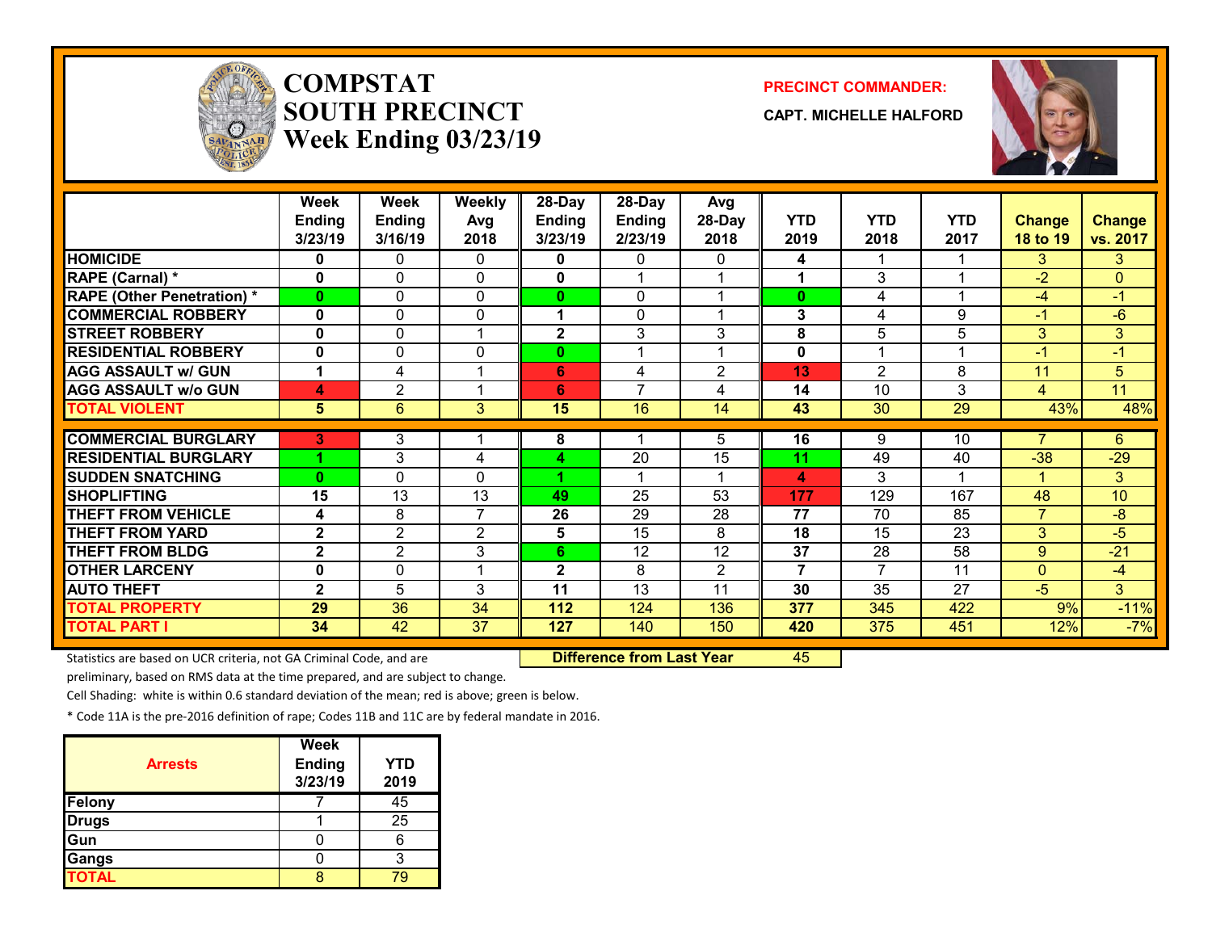# COMPSTAT SOUTH PRECINCT
## Week Ending 03/23/19

**PRECINCT COMMANDER:**

**CAPT. MICHELLE HALFORD**

| | Week Ending 3/23/19 | Week Ending 3/16/19 | Weekly Avg 2018 | 28-Day Ending 3/23/19 | 28-Day Ending 2/23/19 | Avg 28-Day 2018 | YTD 2019 | YTD 2018 | YTD 2017 | Change 18 to 19 | Change vs. 2017 |
|---|---|---|---|---|---|---|---|---|---|---|---|
| HOMICIDE | 0 | 0 | 0 | 0 | 0 | 0 | 4 | 1 | 1 | 3 | 3 |
| RAPE (Carnal) * | 0 | 0 | 0 | 0 | 1 | 1 | 1 | 3 | 1 | -2 | 0 |
| RAPE (Other Penetration) * | 0 | 0 | 0 | 0 | 0 | 1 | 0 | 4 | 1 | -4 | -1 |
| COMMERCIAL ROBBERY | 0 | 0 | 0 | 1 | 0 | 1 | 3 | 4 | 9 | -1 | -6 |
| STREET ROBBERY | 0 | 0 | 1 | 2 | 3 | 3 | 8 | 5 | 5 | 3 | 3 |
| RESIDENTIAL ROBBERY | 0 | 0 | 0 | 0 | 1 | 1 | 0 | 1 | 1 | -1 | -1 |
| AGG ASSAULT w/ GUN | 1 | 4 | 1 | 6 | 4 | 2 | 13 | 2 | 8 | 11 | 5 |
| AGG ASSAULT w/o GUN | 4 | 2 | 1 | 6 | 7 | 4 | 14 | 10 | 3 | 4 | 11 |
| TOTAL VIOLENT | 5 | 6 | 3 | 15 | 16 | 14 | 43 | 30 | 29 | 43% | 48% |
| COMMERCIAL BURGLARY | 3 | 3 | 1 | 8 | 1 | 5 | 16 | 9 | 10 | 7 | 6 |
| RESIDENTIAL BURGLARY | 1 | 3 | 4 | 4 | 20 | 15 | 11 | 49 | 40 | -38 | -29 |
| SUDDEN SNATCHING | 0 | 0 | 0 | 1 | 1 | 1 | 4 | 3 | 1 | 1 | 3 |
| SHOPLIFTING | 15 | 13 | 13 | 49 | 25 | 53 | 177 | 129 | 167 | 48 | 10 |
| THEFT FROM VEHICLE | 4 | 8 | 7 | 26 | 29 | 28 | 77 | 70 | 85 | 7 | -8 |
| THEFT FROM YARD | 2 | 2 | 2 | 5 | 15 | 8 | 18 | 15 | 23 | 3 | -5 |
| THEFT FROM BLDG | 2 | 2 | 3 | 6 | 12 | 12 | 37 | 28 | 58 | 9 | -21 |
| OTHER LARCENY | 0 | 0 | 1 | 2 | 8 | 2 | 7 | 7 | 11 | 0 | -4 |
| AUTO THEFT | 2 | 5 | 3 | 11 | 13 | 11 | 30 | 35 | 27 | -5 | 3 |
| TOTAL PROPERTY | 29 | 36 | 34 | 112 | 124 | 136 | 377 | 345 | 422 | 9% | -11% |
| TOTAL PART I | 34 | 42 | 37 | 127 | 140 | 150 | 420 | 375 | 451 | 12% | -7% |

**Difference from Last Year** 45

Statistics are based on UCR criteria, not GA Criminal Code, and are preliminary, based on RMS data at the time prepared, and are subject to change.

Cell Shading: white is within 0.6 standard deviation of the mean; red is above; green is below.

* Code 11A is the pre-2016 definition of rape; Codes 11B and 11C are by federal mandate in 2016.

| Arrests | Week Ending 3/23/19 | YTD 2019 |
|---|---|---|
| Felony | 7 | 45 |
| Drugs | 1 | 25 |
| Gun | 0 | 6 |
| Gangs | 0 | 3 |
| TOTAL | 8 | 79 |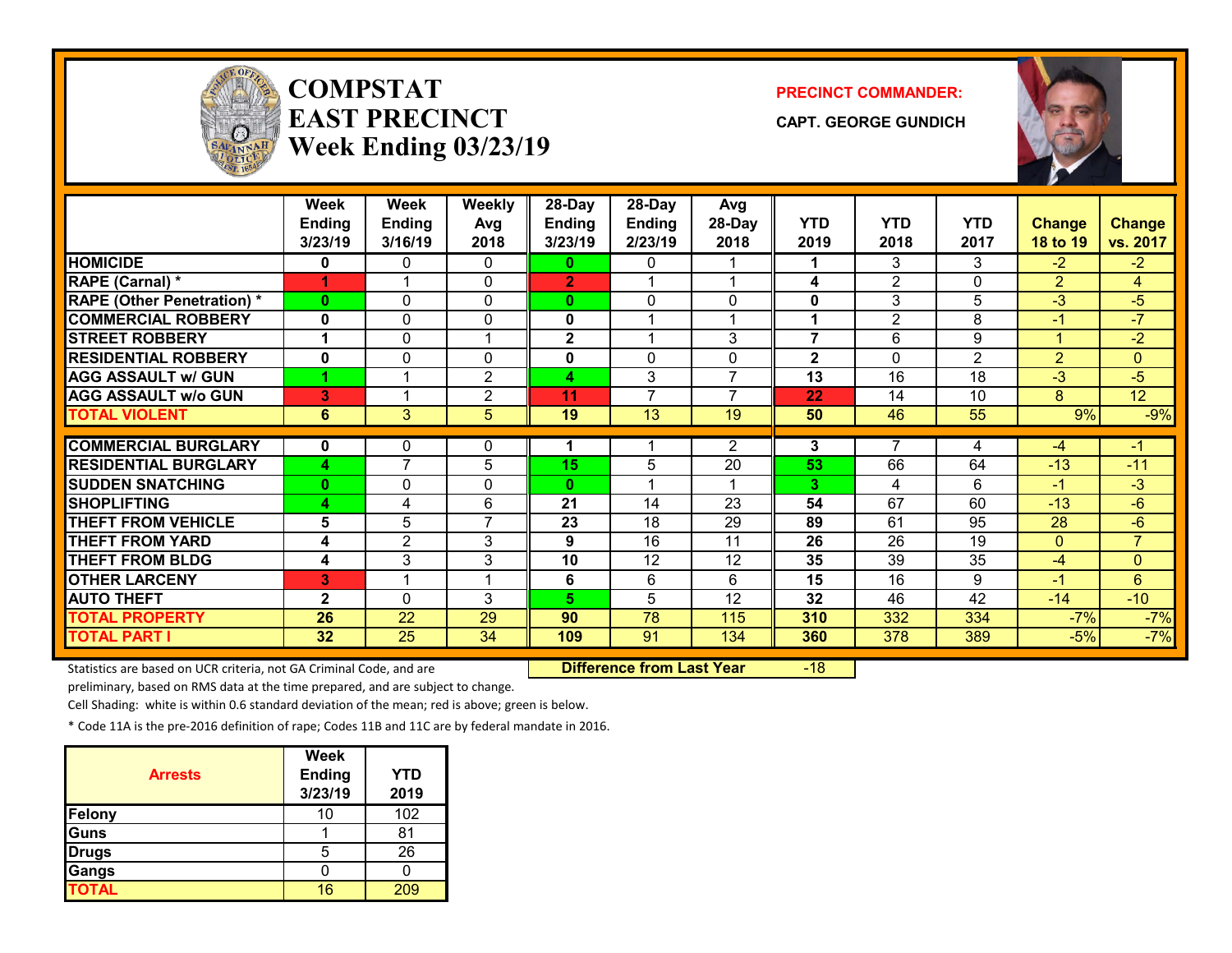# COMPSTAT EAST PRECINCT

## Week Ending 03/23/19

**PRECINCT COMMANDER:**

**CAPT. GEORGE GUNDICH**

| | Week Ending 3/23/19 | Week Ending 3/16/19 | Weekly Avg 2018 | 28-Day Ending 3/23/19 | 28-Day Ending 2/23/19 | Avg 28-Day 2018 | YTD 2019 | YTD 2018 | YTD 2017 | Change 18 to 19 | Change vs. 2017 |
|---|---|---|---|---|---|---|---|---|---|---|---|
| HOMICIDE | 0 | 0 | 0 | 0 | 0 | 1 | 1 | 3 | 3 | -2 | -2 |
| RAPE (Carnal) * | 1 | 1 | 0 | 2 | 1 | 1 | 4 | 2 | 0 | 2 | 4 |
| RAPE (Other Penetration) * | 0 | 0 | 0 | 0 | 0 | 0 | 0 | 3 | 5 | -3 | -5 |
| COMMERCIAL ROBBERY | 0 | 0 | 0 | 0 | 1 | 1 | 1 | 2 | 8 | -1 | -7 |
| STREET ROBBERY | 1 | 0 | 1 | 2 | 1 | 3 | 7 | 6 | 9 | 1 | -2 |
| RESIDENTIAL ROBBERY | 0 | 0 | 0 | 0 | 0 | 0 | 2 | 0 | 2 | 2 | 0 |
| AGG ASSAULT w/ GUN | 1 | 1 | 2 | 4 | 3 | 7 | 13 | 16 | 18 | -3 | -5 |
| AGG ASSAULT w/o GUN | 3 | 1 | 2 | 11 | 7 | 7 | 22 | 14 | 10 | 8 | 12 |
| TOTAL VIOLENT | 6 | 3 | 5 | 19 | 13 | 19 | 50 | 46 | 55 | 9% | -9% |
| COMMERCIAL BURGLARY | 0 | 0 | 0 | 1 | 1 | 2 | 3 | 7 | 4 | -4 | -1 |
| RESIDENTIAL BURGLARY | 4 | 7 | 5 | 15 | 5 | 20 | 53 | 66 | 64 | -13 | -11 |
| SUDDEN SNATCHING | 0 | 0 | 0 | 0 | 1 | 1 | 3 | 4 | 6 | -1 | -3 |
| SHOPLIFTING | 4 | 4 | 6 | 21 | 14 | 23 | 54 | 67 | 60 | -13 | -6 |
| THEFT FROM VEHICLE | 5 | 5 | 7 | 23 | 18 | 29 | 89 | 61 | 95 | 28 | -6 |
| THEFT FROM YARD | 4 | 2 | 3 | 9 | 16 | 11 | 26 | 26 | 19 | 0 | 7 |
| THEFT FROM BLDG | 4 | 3 | 3 | 10 | 12 | 12 | 35 | 39 | 35 | -4 | 0 |
| OTHER LARCENY | 3 | 1 | 1 | 6 | 6 | 6 | 15 | 16 | 9 | -1 | 6 |
| AUTO THEFT | 2 | 0 | 3 | 5 | 5 | 12 | 32 | 46 | 42 | -14 | -10 |
| TOTAL PROPERTY | 26 | 22 | 29 | 90 | 78 | 115 | 310 | 332 | 334 | -7% | -7% |
| TOTAL PART I | 32 | 25 | 34 | 109 | 91 | 134 | 360 | 378 | 389 | -5% | -7% |

**Difference from Last Year** -18

Statistics are based on UCR criteria, not GA Criminal Code, and are preliminary, based on RMS data at the time prepared, and are subject to change.

Cell Shading: white is within 0.6 standard deviation of the mean; red is above; green is below.

* Code 11A is the pre-2016 definition of rape; Codes 11B and 11C are by federal mandate in 2016.

| Arrests | Week Ending 3/23/19 | YTD 2019 |
|---|---|---|
| Felony | 10 | 102 |
| Guns | 1 | 81 |
| Drugs | 5 | 26 |
| Gangs | 0 | 0 |
| TOTAL | 16 | 209 |